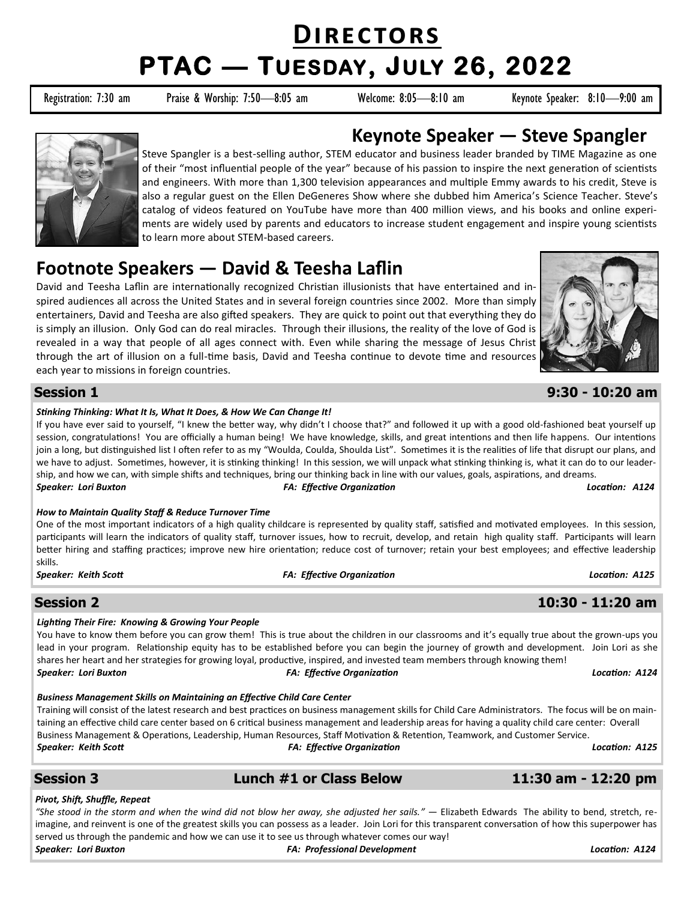# Directors

# PTAC — Tuesday, July 26, 2022

Registration: 7:30 am | Praise & Worship: 7:50—8:05 am | Welcome: 8:05—8:10 am | Keynote Speaker: 8:10—9:00 am

## Keynote Speaker — Steve Spangler

Steve Spangler is a best-selling author, STEM educator and business leader branded by TIME Magazine as one of their "most influential people of the year" because of his passion to inspire the next generation of scientists and engineers. With more than 1,300 television appearances and multiple Emmy awards to his credit, Steve is also a regular guest on the Ellen DeGeneres Show where she dubbed him America's Science Teacher. Steve's catalog of videos featured on YouTube have more than 400 million views, and his books and online experiments are widely used by parents and educators to increase student engagement and inspire young scientists to learn more about STEM-based careers.

## Footnote Speakers — David & Teesha Laflin

David and Teesha Laflin are internationally recognized Christian illusionists that have entertained and inspired audiences all across the United States and in several foreign countries since 2002. More than simply entertainers, David and Teesha are also gifted speakers. They are quick to point out that everything they do is simply an illusion. Only God can do real miracles. Through their illusions, the reality of the love of God is revealed in a way that people of all ages connect with. Even while sharing the message of Jesus Christ through the art of illusion on a full-time basis, David and Teesha continue to devote time and resources each year to missions in foreign countries.

## Session 1 — 9:30 - 10:20 am

***Stinking Thinking: What It Is, What It Does, & How We Can Change It!***

If you have ever said to yourself, "I knew the better way, why didn't I choose that?" and followed it up with a good old-fashioned beat yourself up session, congratulations! You are officially a human being! We have knowledge, skills, and great intentions and then life happens. Our intentions join a long, but distinguished list I often refer to as my "Woulda, Coulda, Shoulda List". Sometimes it is the realities of life that disrupt our plans, and we have to adjust. Sometimes, however, it is stinking thinking! In this session, we will unpack what stinking thinking is, what it can do to our leadership, and how we can, with simple shifts and techniques, bring our thinking back in line with our values, goals, aspirations, and dreams.

***Speaker: Lori Buxton*** | ***FA: Effective Organization*** | ***Location: A124***

***How to Maintain Quality Staff & Reduce Turnover Time***

One of the most important indicators of a high quality childcare is represented by quality staff, satisfied and motivated employees. In this session, participants will learn the indicators of quality staff, turnover issues, how to recruit, develop, and retain high quality staff. Participants will learn better hiring and staffing practices; improve new hire orientation; reduce cost of turnover; retain your best employees; and effective leadership skills.

***Speaker: Keith Scott*** | ***FA: Effective Organization*** | ***Location: A125***

## Session 2 — 10:30 - 11:20 am

***Lighting Their Fire: Knowing & Growing Your People***

You have to know them before you can grow them! This is true about the children in our classrooms and it's equally true about the grown-ups you lead in your program. Relationship equity has to be established before you can begin the journey of growth and development. Join Lori as she shares her heart and her strategies for growing loyal, productive, inspired, and invested team members through knowing them!

***Speaker: Lori Buxton*** | ***FA: Effective Organization*** | ***Location: A124***

***Business Management Skills on Maintaining an Effective Child Care Center***

Training will consist of the latest research and best practices on business management skills for Child Care Administrators. The focus will be on maintaining an effective child care center based on 6 critical business management and leadership areas for having a quality child care center: Overall Business Management & Operations, Leadership, Human Resources, Staff Motivation & Retention, Teamwork, and Customer Service.

***Speaker: Keith Scott*** | ***FA: Effective Organization*** | ***Location: A125***

## Session 3 — Lunch #1 or Class Below — 11:30 am - 12:20 pm

***Pivot, Shift, Shuffle, Repeat***

*"She stood in the storm and when the wind did not blow her away, she adjusted her sails."* — Elizabeth Edwards The ability to bend, stretch, reimagine, and reinvent is one of the greatest skills you can possess as a leader. Join Lori for this transparent conversation of how this superpower has served us through the pandemic and how we can use it to see us through whatever comes our way!

***Speaker: Lori Buxton*** | ***FA: Professional Development*** | ***Location: A124***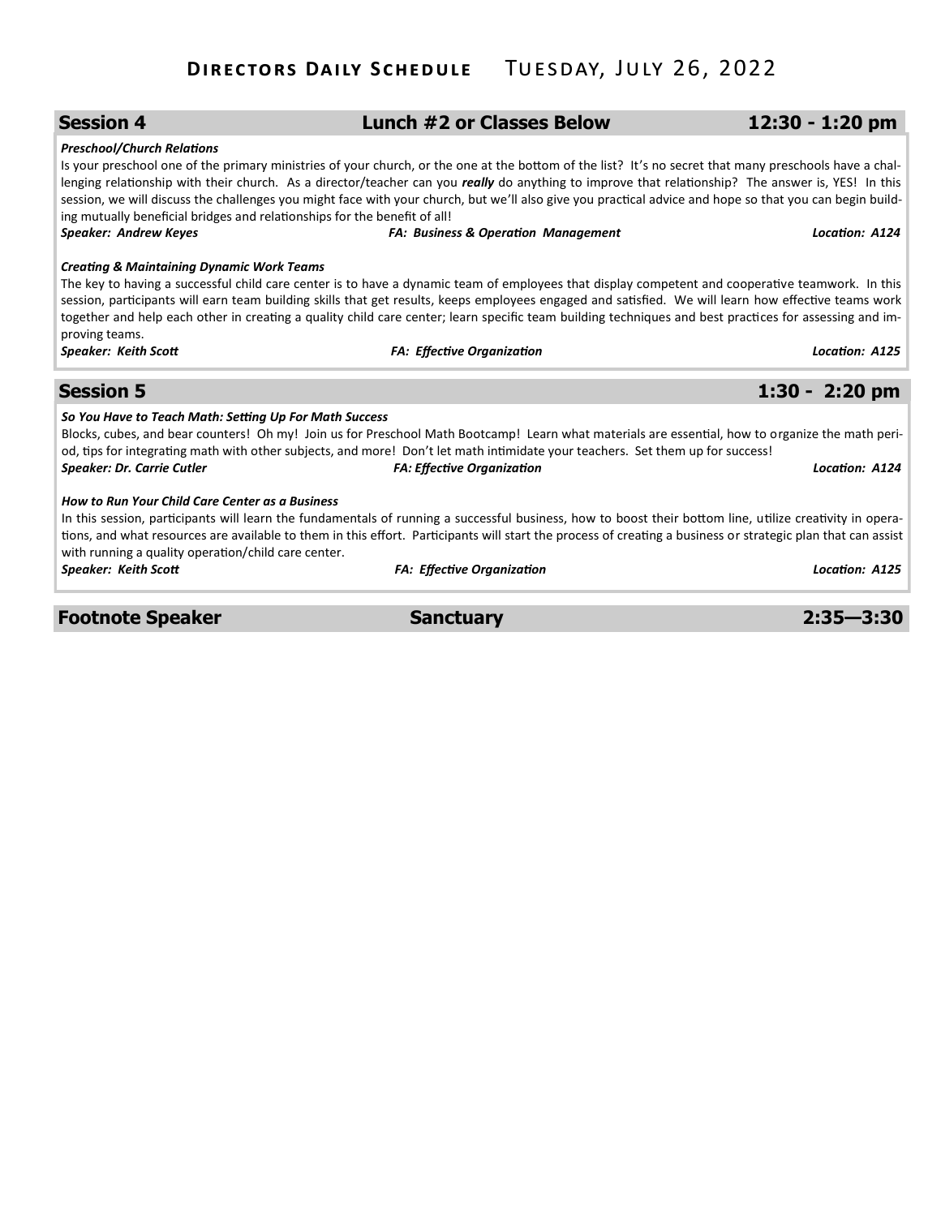# Directors Daily Schedule — Tuesday, July 26, 2022

## Session 4 — Lunch #2 or Classes Below — 12:30 - 1:20 pm

***Preschool/Church Relations***

Is your preschool one of the primary ministries of your church, or the one at the bottom of the list? It's no secret that many preschools have a challenging relationship with their church. As a director/teacher can you ***really*** do anything to improve that relationship? The answer is, YES! In this session, we will discuss the challenges you might face with your church, but we'll also give you practical advice and hope so that you can begin building mutually beneficial bridges and relationships for the benefit of all!

***Speaker: Andrew Keyes*** — ***FA: Business & Operation Management*** — ***Location: A124***

***Creating & Maintaining Dynamic Work Teams***

The key to having a successful child care center is to have a dynamic team of employees that display competent and cooperative teamwork. In this session, participants will earn team building skills that get results, keeps employees engaged and satisfied. We will learn how effective teams work together and help each other in creating a quality child care center; learn specific team building techniques and best practices for assessing and improving teams.

***Speaker: Keith Scott*** — ***FA: Effective Organization*** — ***Location: A125***

## Session 5 — 1:30 - 2:20 pm

***So You Have to Teach Math: Setting Up For Math Success***

Blocks, cubes, and bear counters! Oh my! Join us for Preschool Math Bootcamp! Learn what materials are essential, how to organize the math period, tips for integrating math with other subjects, and more! Don't let math intimidate your teachers. Set them up for success!

***Speaker: Dr. Carrie Cutler*** — ***FA: Effective Organization*** — ***Location: A124***

***How to Run Your Child Care Center as a Business***

In this session, participants will learn the fundamentals of running a successful business, how to boost their bottom line, utilize creativity in operations, and what resources are available to them in this effort. Participants will start the process of creating a business or strategic plan that can assist with running a quality operation/child care center.

***Speaker: Keith Scott*** — ***FA: Effective Organization*** — ***Location: A125***

## Footnote Speaker — Sanctuary — 2:35—3:30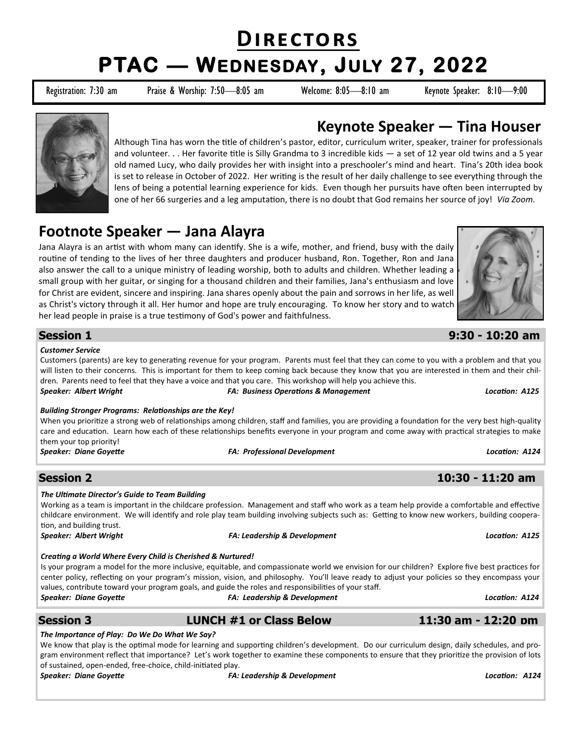# Directors

# PTAC — Wednesday, July 27, 2022

Registration: 7:30 am | Praise & Worship: 7:50—8:05 am | Welcome: 8:05—8:10 am | Keynote Speaker: 8:10—9:00

## Keynote Speaker — Tina Houser

Although Tina has worn the title of children's pastor, editor, curriculum writer, speaker, trainer for professionals and volunteer. . . Her favorite title is Silly Grandma to 3 incredible kids — a set of 12 year old twins and a 5 year old named Lucy, who daily provides her with insight into a preschooler's mind and heart. Tina's 20th idea book is set to release in October of 2022. Her writing is the result of her daily challenge to see everything through the lens of being a potential learning experience for kids. Even though her pursuits have often been interrupted by one of her 66 surgeries and a leg amputation, there is no doubt that God remains her source of joy! *Via Zoom.*

## Footnote Speaker — Jana Alayra

Jana Alayra is an artist with whom many can identify. She is a wife, mother, and friend, busy with the daily routine of tending to the lives of her three daughters and producer husband, Ron. Together, Ron and Jana also answer the call to a unique ministry of leading worship, both to adults and children. Whether leading a small group with her guitar, or singing for a thousand children and their families, Jana's enthusiasm and love for Christ are evident, sincere and inspiring. Jana shares openly about the pain and sorrows in her life, as well as Christ's victory through it all. Her humor and hope are truly encouraging. To know her story and to watch her lead people in praise is a true testimony of God's power and faithfulness.

## Session 1 — 9:30 - 10:20 am

***Customer Service***

Customers (parents) are key to generating revenue for your program. Parents must feel that they can come to you with a problem and that you will listen to their concerns. This is important for them to keep coming back because they know that you are interested in them and their children. Parents need to feel that they have a voice and that you care. This workshop will help you achieve this.

***Speaker: Albert Wright*** | ***FA: Business Operations & Management*** | ***Location: A125***

***Building Stronger Programs: Relationships are the Key!***

When you prioritize a strong web of relationships among children, staff and families, you are providing a foundation for the very best high-quality care and education. Learn how each of these relationships benefits everyone in your program and come away with practical strategies to make them your top priority!

***Speaker: Diane Goyette*** | ***FA: Professional Development*** | ***Location: A124***

## Session 2 — 10:30 - 11:20 am

***The Ultimate Director's Guide to Team Building***

Working as a team is important in the childcare profession. Management and staff who work as a team help provide a comfortable and effective childcare environment. We will identify and role play team building involving subjects such as: Getting to know new workers, building cooperation, and building trust.

***Speaker: Albert Wright*** | ***FA: Leadership & Development*** | ***Location: A125***

***Creating a World Where Every Child is Cherished & Nurtured!***

Is your program a model for the more inclusive, equitable, and compassionate world we envision for our children? Explore five best practices for center policy, reflecting on your program's mission, vision, and philosophy. You'll leave ready to adjust your policies so they encompass your values, contribute toward your program goals, and guide the roles and responsibilities of your staff.

***Speaker: Diane Goyette*** | ***FA: Leadership & Development*** | ***Location: A124***

## Session 3 — LUNCH #1 or Class Below — 11:30 am - 12:20 pm

***The Importance of Play: Do We Do What We Say?***

We know that play is the optimal mode for learning and supporting children's development. Do our curriculum design, daily schedules, and program environment reflect that importance? Let's work together to examine these components to ensure that they prioritize the provision of lots of sustained, open-ended, free-choice, child-initiated play.

***Speaker: Diane Goyette*** | ***FA: Leadership & Development*** | ***Location: A124***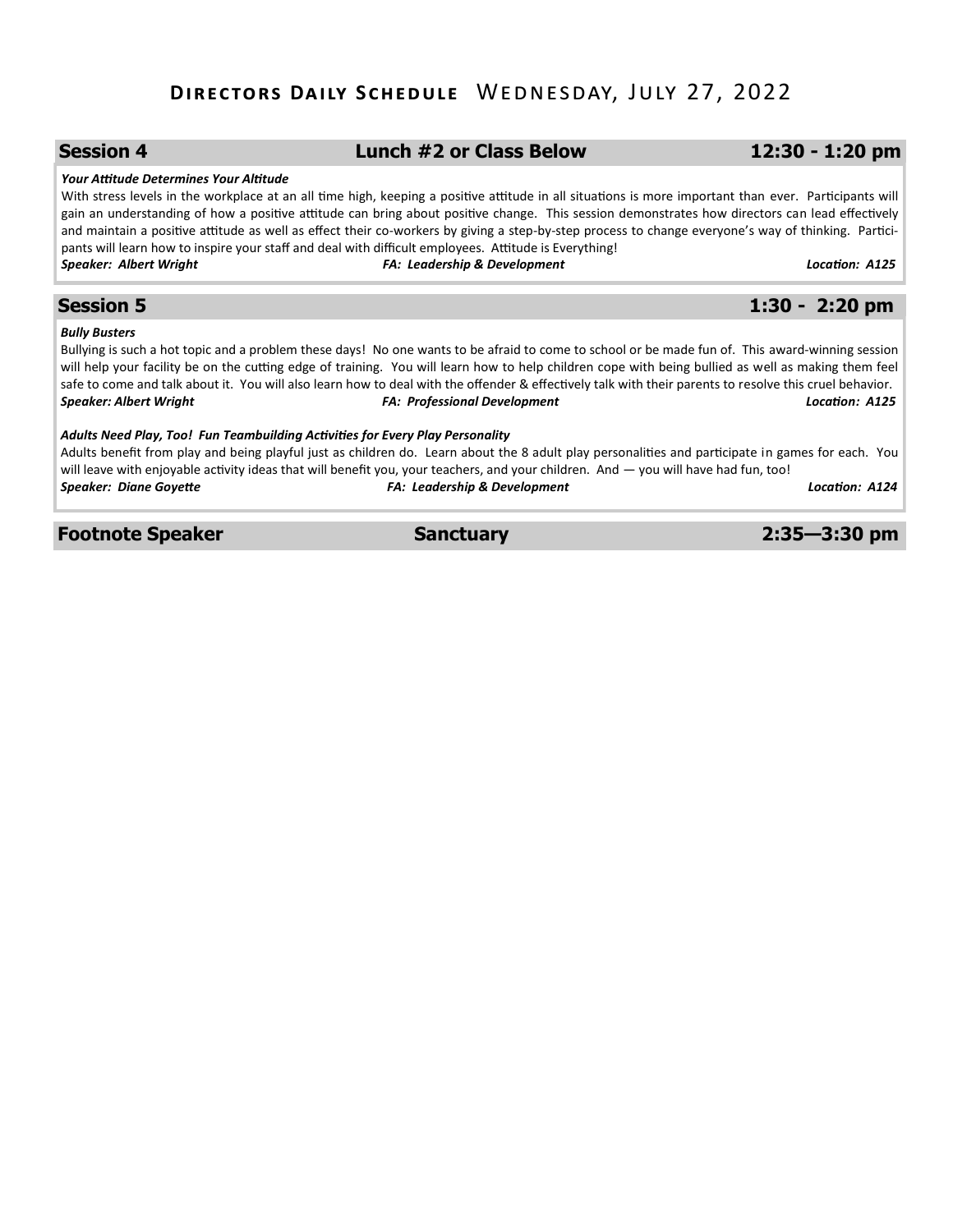# Directors Daily Schedule Wednesday, July 27, 2022

## Session 4 — Lunch #2 or Class Below — 12:30 - 1:20 pm

***Your Attitude Determines Your Altitude***

With stress levels in the workplace at an all time high, keeping a positive attitude in all situations is more important than ever. Participants will gain an understanding of how a positive attitude can bring about positive change. This session demonstrates how directors can lead effectively and maintain a positive attitude as well as effect their co-workers by giving a step-by-step process to change everyone's way of thinking. Participants will learn how to inspire your staff and deal with difficult employees. Attitude is Everything!

***Speaker: Albert Wright*** | ***FA: Leadership & Development*** | ***Location: A125***

## Session 5 — 1:30 - 2:20 pm

***Bully Busters***

Bullying is such a hot topic and a problem these days! No one wants to be afraid to come to school or be made fun of. This award-winning session will help your facility be on the cutting edge of training. You will learn how to help children cope with being bullied as well as making them feel safe to come and talk about it. You will also learn how to deal with the offender & effectively talk with their parents to resolve this cruel behavior.

***Speaker: Albert Wright*** | ***FA: Professional Development*** | ***Location: A125***

***Adults Need Play, Too! Fun Teambuilding Activities for Every Play Personality***

Adults benefit from play and being playful just as children do. Learn about the 8 adult play personalities and participate in games for each. You will leave with enjoyable activity ideas that will benefit you, your teachers, and your children. And — you will have had fun, too!

***Speaker: Diane Goyette*** | ***FA: Leadership & Development*** | ***Location: A124***

## Footnote Speaker — Sanctuary — 2:35—3:30 pm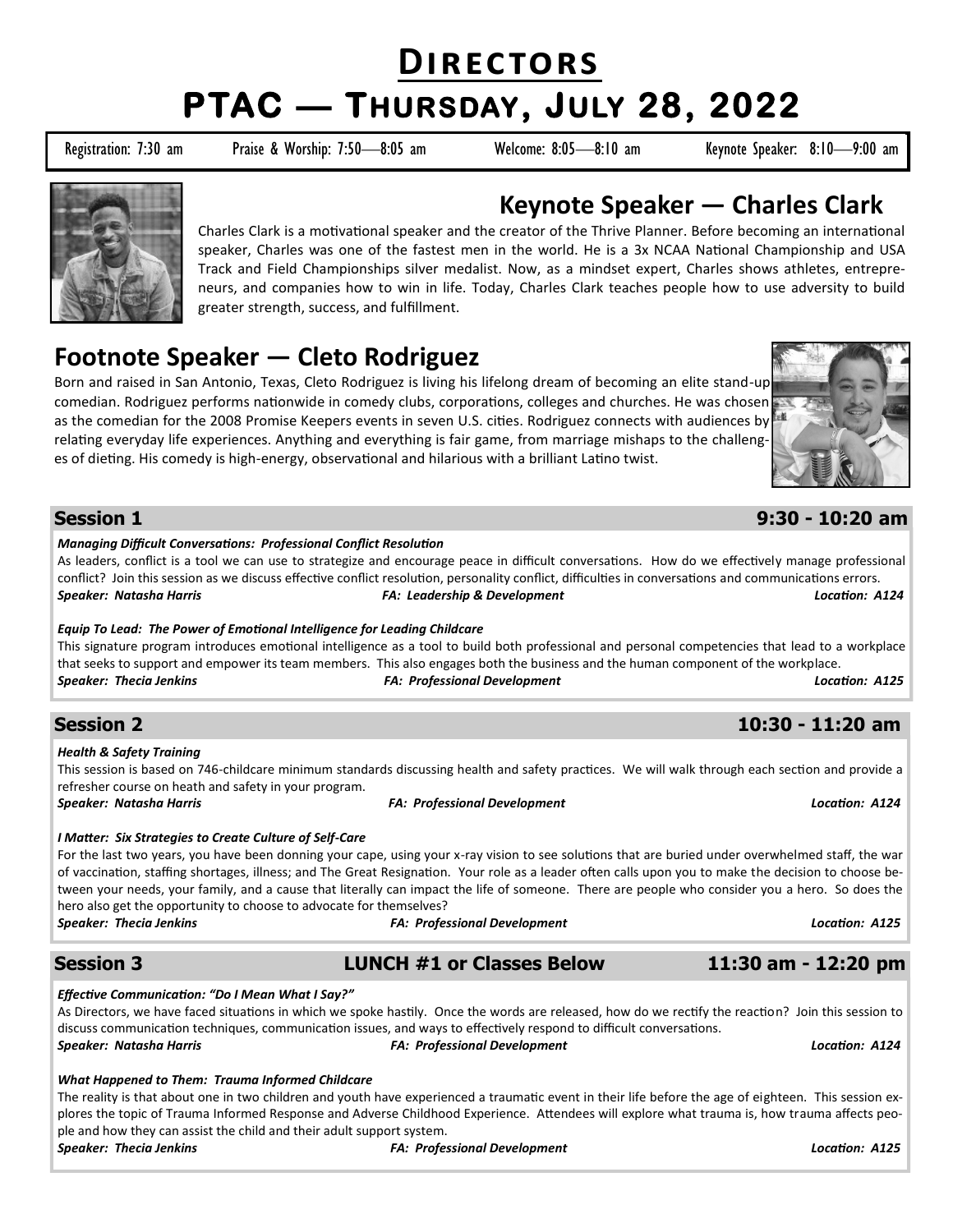# Directors

# PTAC — Thursday, July 28, 2022

Registration: 7:30 am | Praise & Worship: 7:50—8:05 am | Welcome: 8:05—8:10 am | Keynote Speaker: 8:10—9:00 am

## Keynote Speaker — Charles Clark

Charles Clark is a motivational speaker and the creator of the Thrive Planner. Before becoming an international speaker, Charles was one of the fastest men in the world. He is a 3x NCAA National Championship and USA Track and Field Championships silver medalist. Now, as a mindset expert, Charles shows athletes, entrepreneurs, and companies how to win in life. Today, Charles Clark teaches people how to use adversity to build greater strength, success, and fulfillment.

## Footnote Speaker — Cleto Rodriguez

Born and raised in San Antonio, Texas, Cleto Rodriguez is living his lifelong dream of becoming an elite stand-up comedian. Rodriguez performs nationwide in comedy clubs, corporations, colleges and churches. He was chosen as the comedian for the 2008 Promise Keepers events in seven U.S. cities. Rodriguez connects with audiences by relating everyday life experiences. Anything and everything is fair game, from marriage mishaps to the challenges of dieting. His comedy is high-energy, observational and hilarious with a brilliant Latino twist.

## Session 1 — 9:30 - 10:20 am

***Managing Difficult Conversations: Professional Conflict Resolution***

As leaders, conflict is a tool we can use to strategize and encourage peace in difficult conversations. How do we effectively manage professional conflict? Join this session as we discuss effective conflict resolution, personality conflict, difficulties in conversations and communications errors.

***Speaker: Natasha Harris*** | ***FA: Leadership & Development*** | ***Location: A124***

***Equip To Lead: The Power of Emotional Intelligence for Leading Childcare***

This signature program introduces emotional intelligence as a tool to build both professional and personal competencies that lead to a workplace that seeks to support and empower its team members. This also engages both the business and the human component of the workplace.

***Speaker: Thecia Jenkins*** | ***FA: Professional Development*** | ***Location: A125***

## Session 2 — 10:30 - 11:20 am

***Health & Safety Training***

This session is based on 746-childcare minimum standards discussing health and safety practices. We will walk through each section and provide a refresher course on heath and safety in your program.

***Speaker: Natasha Harris*** | ***FA: Professional Development*** | ***Location: A124***

***I Matter: Six Strategies to Create Culture of Self-Care***

For the last two years, you have been donning your cape, using your x-ray vision to see solutions that are buried under overwhelmed staff, the war of vaccination, staffing shortages, illness; and The Great Resignation. Your role as a leader often calls upon you to make the decision to choose between your needs, your family, and a cause that literally can impact the life of someone. There are people who consider you a hero. So does the hero also get the opportunity to choose to advocate for themselves?

***Speaker: Thecia Jenkins*** | ***FA: Professional Development*** | ***Location: A125***

## Session 3 — LUNCH #1 or Classes Below — 11:30 am - 12:20 pm

***Effective Communication: "Do I Mean What I Say?"***

As Directors, we have faced situations in which we spoke hastily. Once the words are released, how do we rectify the reaction? Join this session to discuss communication techniques, communication issues, and ways to effectively respond to difficult conversations.

***Speaker: Natasha Harris*** | ***FA: Professional Development*** | ***Location: A124***

***What Happened to Them: Trauma Informed Childcare***

The reality is that about one in two children and youth have experienced a traumatic event in their life before the age of eighteen. This session explores the topic of Trauma Informed Response and Adverse Childhood Experience. Attendees will explore what trauma is, how trauma affects people and how they can assist the child and their adult support system.

***Speaker: Thecia Jenkins*** | ***FA: Professional Development*** | ***Location: A125***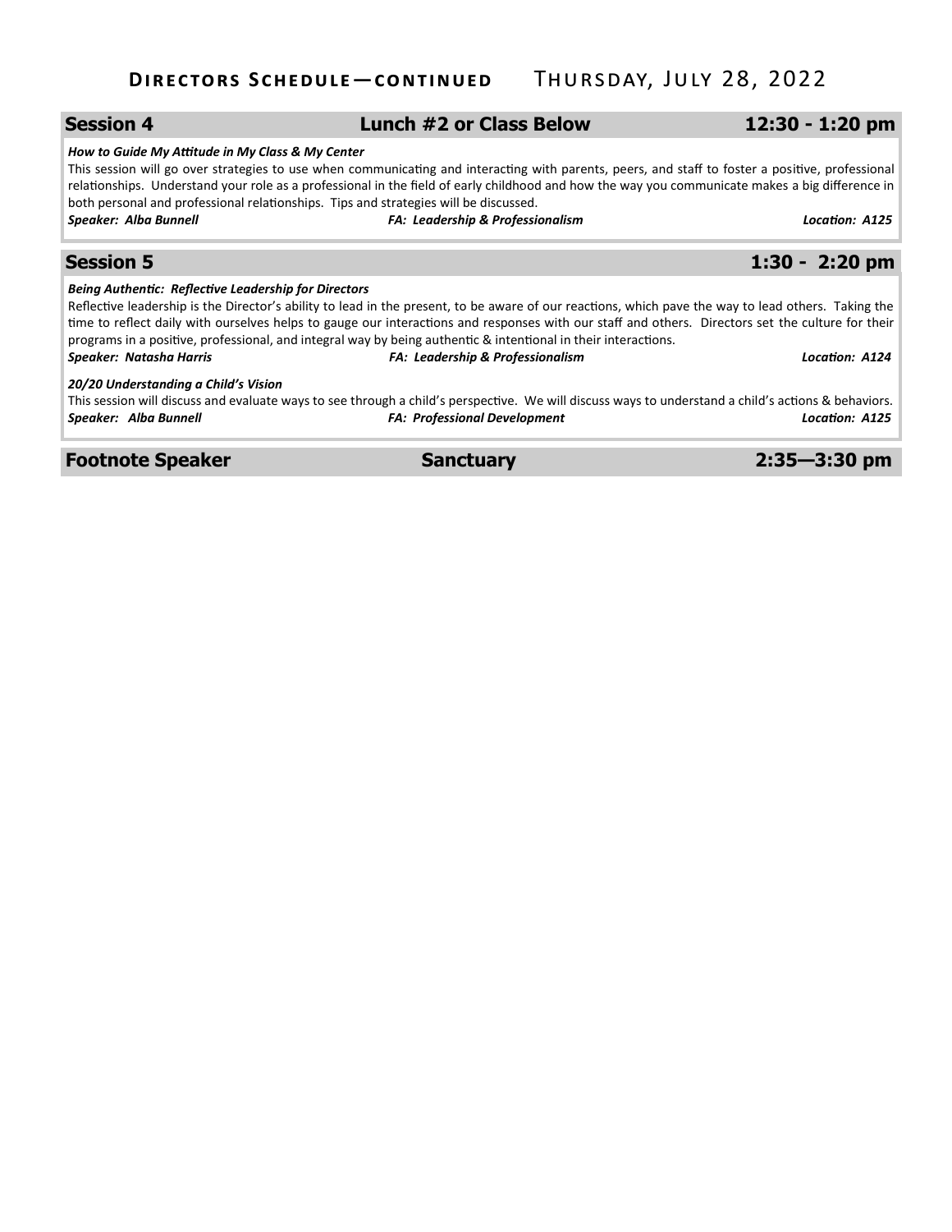## Directors Schedule—continued Thursday, July 28, 2022

### Session 4 — Lunch #2 or Class Below — 12:30 - 1:20 pm

***How to Guide My Attitude in My Class & My Center***

This session will go over strategies to use when communicating and interacting with parents, peers, and staff to foster a positive, professional relationships. Understand your role as a professional in the field of early childhood and how the way you communicate makes a big difference in both personal and professional relationships. Tips and strategies will be discussed.

***Speaker: Alba Bunnell*** ***FA: Leadership & Professionalism*** ***Location: A125***

### Session 5 — 1:30 - 2:20 pm

***Being Authentic: Reflective Leadership for Directors***

Reflective leadership is the Director's ability to lead in the present, to be aware of our reactions, which pave the way to lead others. Taking the time to reflect daily with ourselves helps to gauge our interactions and responses with our staff and others. Directors set the culture for their programs in a positive, professional, and integral way by being authentic & intentional in their interactions.

***Speaker: Natasha Harris*** ***FA: Leadership & Professionalism*** ***Location: A124***

***20/20 Understanding a Child's Vision***

This session will discuss and evaluate ways to see through a child's perspective. We will discuss ways to understand a child's actions & behaviors.

***Speaker: Alba Bunnell*** ***FA: Professional Development*** ***Location: A125***

### Footnote Speaker — Sanctuary — 2:35—3:30 pm